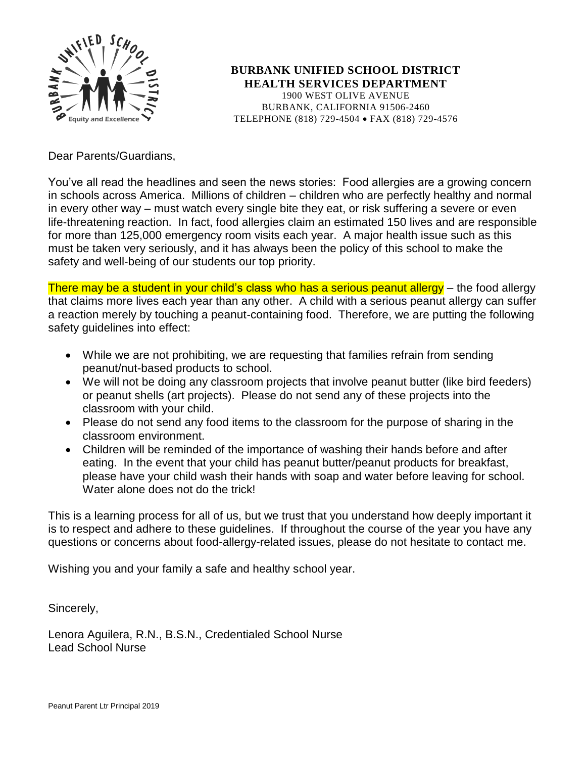**BURBANK UNIFIED SCHOOL DISTRICT**
**HEALTH SERVICES DEPARTMENT**
1900 WEST OLIVE AVENUE
BURBANK, CALIFORNIA 91506-2460
TELEPHONE (818) 729-4504 • FAX (818) 729-4576

Dear Parents/Guardians,

You've all read the headlines and seen the news stories: Food allergies are a growing concern in schools across America. Millions of children – children who are perfectly healthy and normal in every other way – must watch every single bite they eat, or risk suffering a severe or even life-threatening reaction. In fact, food allergies claim an estimated 150 lives and are responsible for more than 125,000 emergency room visits each year. A major health issue such as this must be taken very seriously, and it has always been the policy of this school to make the safety and well-being of our students our top priority.

There may be a student in your child's class who has a serious peanut allergy – the food allergy that claims more lives each year than any other. A child with a serious peanut allergy can suffer a reaction merely by touching a peanut-containing food. Therefore, we are putting the following safety guidelines into effect:

- While we are not prohibiting, we are requesting that families refrain from sending peanut/nut-based products to school.
- We will not be doing any classroom projects that involve peanut butter (like bird feeders) or peanut shells (art projects). Please do not send any of these projects into the classroom with your child.
- Please do not send any food items to the classroom for the purpose of sharing in the classroom environment.
- Children will be reminded of the importance of washing their hands before and after eating. In the event that your child has peanut butter/peanut products for breakfast, please have your child wash their hands with soap and water before leaving for school. Water alone does not do the trick!

This is a learning process for all of us, but we trust that you understand how deeply important it is to respect and adhere to these guidelines. If throughout the course of the year you have any questions or concerns about food-allergy-related issues, please do not hesitate to contact me.

Wishing you and your family a safe and healthy school year.

Sincerely,

Lenora Aguilera, R.N., B.S.N., Credentialed School Nurse
Lead School Nurse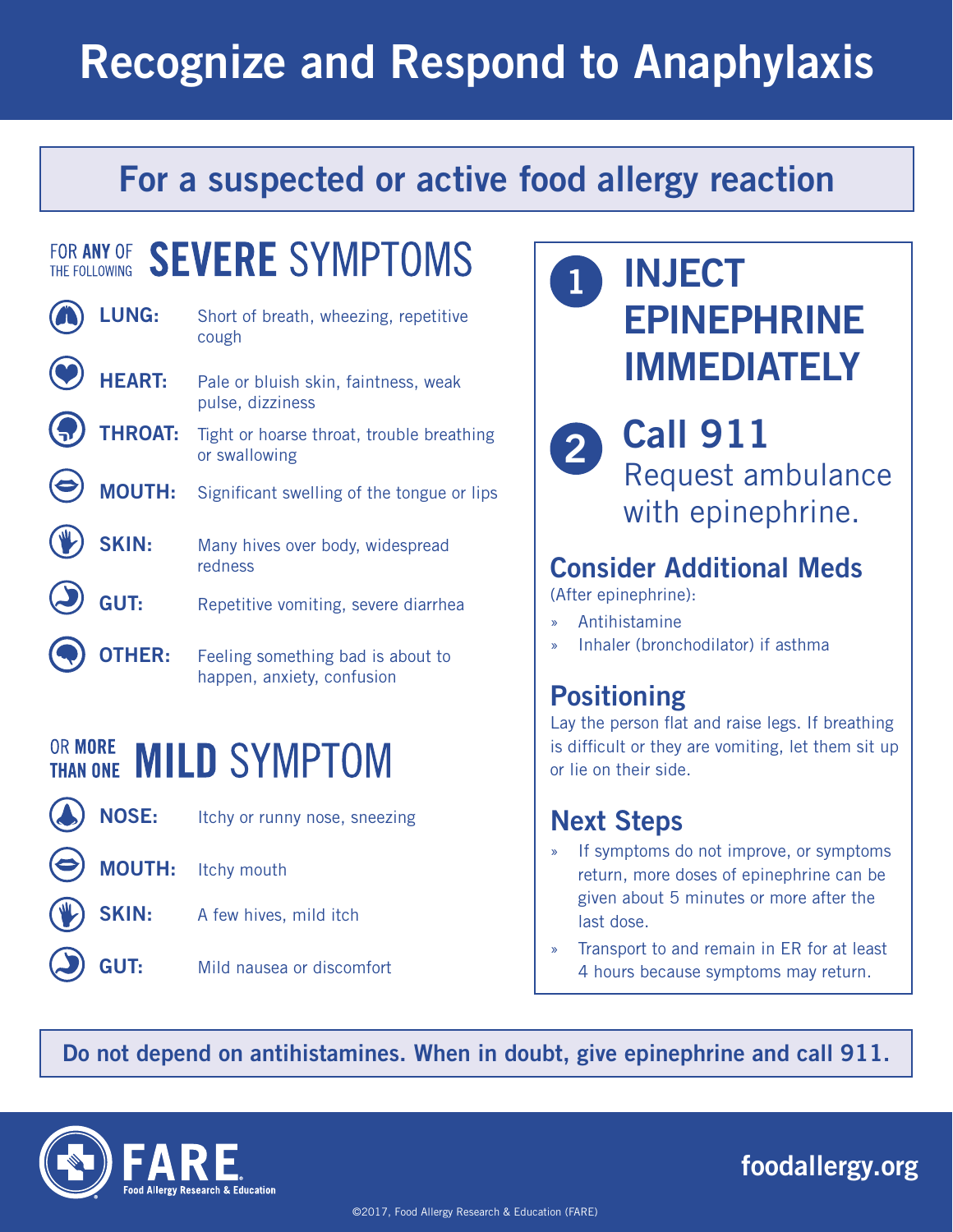# Recognize and Respond to Anaphylaxis

## For a suspected or active food allergy reaction

### FOR ANY OF THE FOLLOWING SEVERE SYMPTOMS

| | |
|---|---|
| **LUNG:** | Short of breath, wheezing, repetitive cough |
| **HEART:** | Pale or bluish skin, faintness, weak pulse, dizziness |
| **THROAT:** | Tight or hoarse throat, trouble breathing or swallowing |
| **MOUTH:** | Significant swelling of the tongue or lips |
| **SKIN:** | Many hives over body, widespread redness |
| **GUT:** | Repetitive vomiting, severe diarrhea |
| **OTHER:** | Feeling something bad is about to happen, anxiety, confusion |

### OR MORE THAN ONE MILD SYMPTOM

| | |
|---|---|
| **NOSE:** | Itchy or runny nose, sneezing |
| **MOUTH:** | Itchy mouth |
| **SKIN:** | A few hives, mild itch |
| **GUT:** | Mild nausea or discomfort |

### 1 INJECT EPINEPHRINE IMMEDIATELY

### 2 Call 911

Request ambulance with epinephrine.

### Consider Additional Meds

(After epinephrine):

- Antihistamine
- Inhaler (bronchodilator) if asthma

### Positioning

Lay the person flat and raise legs. If breathing is difficult or they are vomiting, let them sit up or lie on their side.

### Next Steps

- If symptoms do not improve, or symptoms return, more doses of epinephrine can be given about 5 minutes or more after the last dose.
- Transport to and remain in ER for at least 4 hours because symptoms may return.

**Do not depend on antihistamines. When in doubt, give epinephrine and call 911.**

FARE Food Allergy Research & Education

foodallergy.org

©2017, Food Allergy Research & Education (FARE)